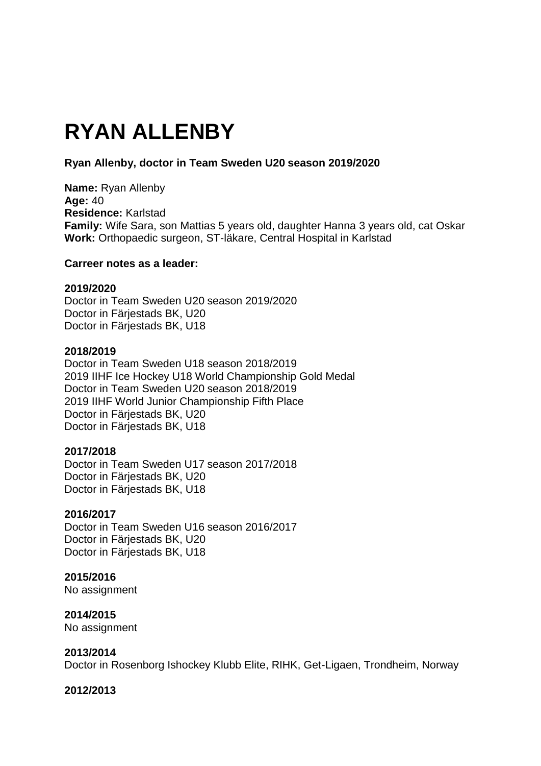# RYAN ALLENBY

**Ryan Allenby, doctor in Team Sweden U20 season 2019/2020**

**Name:** Ryan Allenby
**Age:** 40
**Residence:** Karlstad
**Family:** Wife Sara, son Mattias 5 years old, daughter Hanna 3 years old, cat Oskar
**Work:** Orthopaedic surgeon, ST-läkare, Central Hospital in Karlstad

**Carreer notes as a leader:**

**2019/2020**
Doctor in Team Sweden U20 season 2019/2020
Doctor in Färjestads BK, U20
Doctor in Färjestads BK, U18

**2018/2019**
Doctor in Team Sweden U18 season 2018/2019
2019 IIHF Ice Hockey U18 World Championship Gold Medal
Doctor in Team Sweden U20 season 2018/2019
2019 IIHF World Junior Championship Fifth Place
Doctor in Färjestads BK, U20
Doctor in Färjestads BK, U18

**2017/2018**
Doctor in Team Sweden U17 season 2017/2018
Doctor in Färjestads BK, U20
Doctor in Färjestads BK, U18

**2016/2017**
Doctor in Team Sweden U16 season 2016/2017
Doctor in Färjestads BK, U20
Doctor in Färjestads BK, U18

**2015/2016**
No assignment

**2014/2015**
No assignment

**2013/2014**
Doctor in Rosenborg Ishockey Klubb Elite, RIHK, Get-Ligaen, Trondheim, Norway

**2012/2013**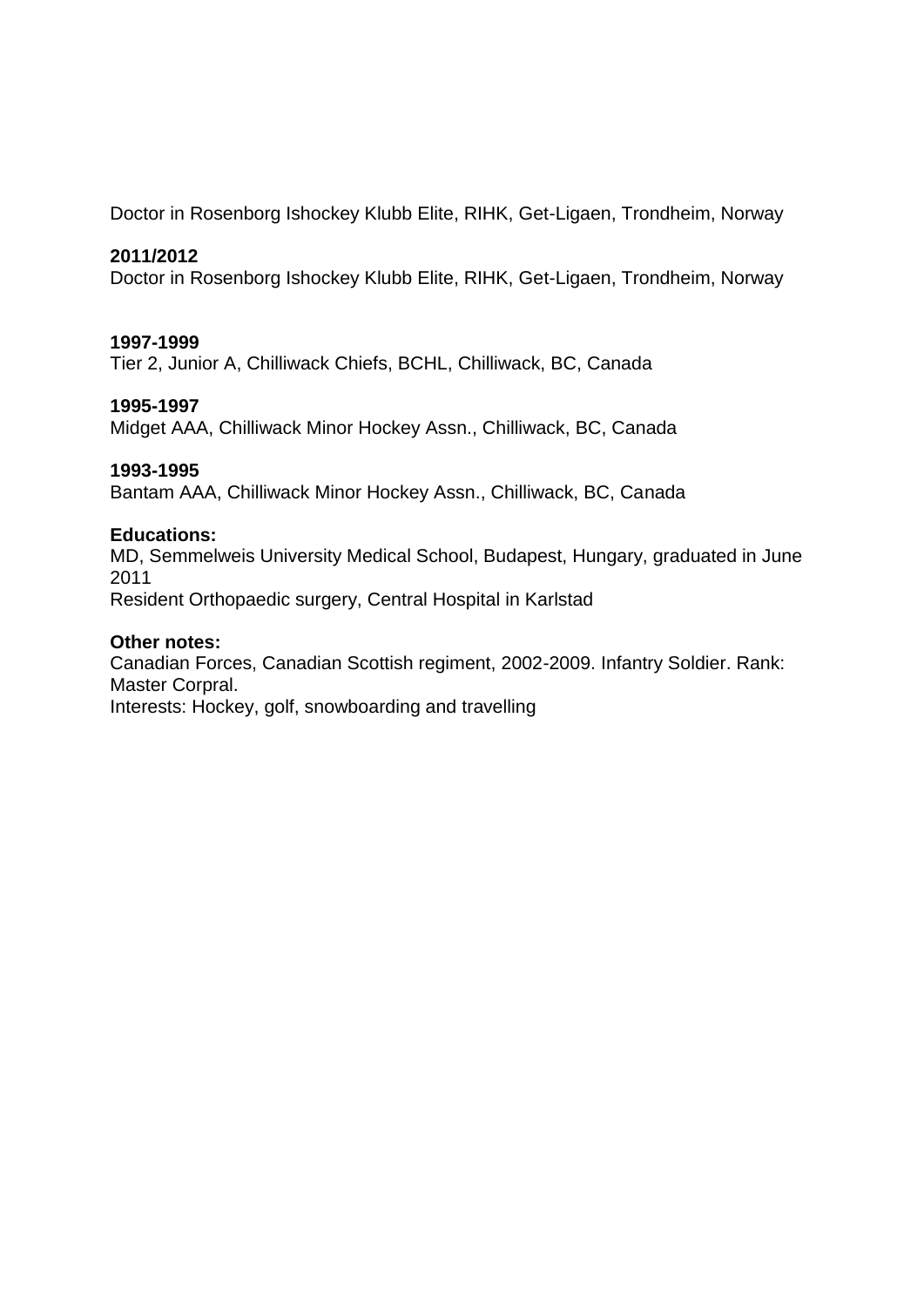Doctor in Rosenborg Ishockey Klubb Elite, RIHK, Get-Ligaen, Trondheim, Norway

**2011/2012**
Doctor in Rosenborg Ishockey Klubb Elite, RIHK, Get-Ligaen, Trondheim, Norway

**1997-1999**
Tier 2, Junior A, Chilliwack Chiefs, BCHL, Chilliwack, BC, Canada

**1995-1997**
Midget AAA, Chilliwack Minor Hockey Assn., Chilliwack, BC, Canada

**1993-1995**
Bantam AAA, Chilliwack Minor Hockey Assn., Chilliwack, BC, Canada

**Educations:**
MD, Semmelweis University Medical School, Budapest, Hungary, graduated in June 2011
Resident Orthopaedic surgery, Central Hospital in Karlstad

**Other notes:**
Canadian Forces, Canadian Scottish regiment, 2002-2009. Infantry Soldier. Rank: Master Corpral.
Interests: Hockey, golf, snowboarding and travelling